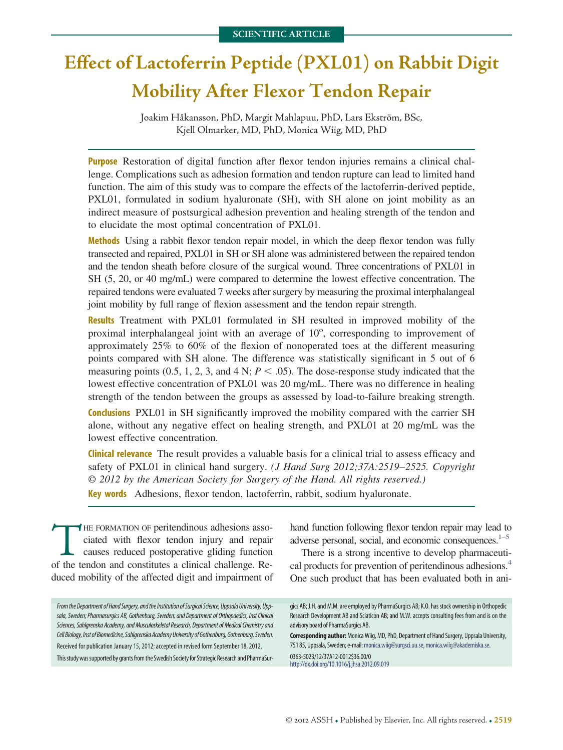SCIENTIFIC ARTICLE

# Effect of Lactoferrin Peptide (PXL01) on Rabbit Digit Mobility After Flexor Tendon Repair

Joakim Håkansson, PhD, Margit Mahlapuu, PhD, Lars Ekström, BSc, Kjell Olmarker, MD, PhD, Monica Wiig, MD, PhD

**Purpose** Restoration of digital function after flexor tendon injuries remains a clinical challenge. Complications such as adhesion formation and tendon rupture can lead to limited hand function. The aim of this study was to compare the effects of the lactoferrin-derived peptide, PXL01, formulated in sodium hyaluronate (SH), with SH alone on joint mobility as an indirect measure of postsurgical adhesion prevention and healing strength of the tendon and to elucidate the most optimal concentration of PXL01.

**Methods** Using a rabbit flexor tendon repair model, in which the deep flexor tendon was fully transected and repaired, PXL01 in SH or SH alone was administered between the repaired tendon and the tendon sheath before closure of the surgical wound. Three concentrations of PXL01 in SH (5, 20, or 40 mg/mL) were compared to determine the lowest effective concentration. The repaired tendons were evaluated 7 weeks after surgery by measuring the proximal interphalangeal joint mobility by full range of flexion assessment and the tendon repair strength.

**Results** Treatment with PXL01 formulated in SH resulted in improved mobility of the proximal interphalangeal joint with an average of 10°, corresponding to improvement of approximately 25% to 60% of the flexion of nonoperated toes at the different measuring points compared with SH alone. The difference was statistically significant in 5 out of 6 measuring points (0.5, 1, 2, 3, and 4 N; $P < .05$). The dose-response study indicated that the lowest effective concentration of PXL01 was 20 mg/mL. There was no difference in healing strength of the tendon between the groups as assessed by load-to-failure breaking strength.

**Conclusions** PXL01 in SH significantly improved the mobility compared with the carrier SH alone, without any negative effect on healing strength, and PXL01 at 20 mg/mL was the lowest effective concentration.

**Clinical relevance** The result provides a valuable basis for a clinical trial to assess efficacy and safety of PXL01 in clinical hand surgery. *(J Hand Surg 2012;37A:2519–2525. Copyright © 2012 by the American Society for Surgery of the Hand. All rights reserved.)*

**Key words** Adhesions, flexor tendon, lactoferrin, rabbit, sodium hyaluronate.

THE FORMATION OF peritendinous adhesions associated with flexor tendon injury and repair causes reduced postoperative gliding function of the tendon and constitutes a clinical challenge. Reduced mobility of the affected digit and impairment of hand function following flexor tendon repair may lead to adverse personal, social, and economic consequences.[1–5]

There is a strong incentive to develop pharmaceutical products for prevention of peritendinous adhesions.[4] One such product that has been evaluated both in ani-

*From the Department of Hand Surgery, and the Institution of Surgical Science, Uppsala University, Uppsala, Sweden; Pharmasurgics AB, Gothenburg, Sweden; and Department of Orthopaedics, Inst Clinical Sciences, Sahlgrenska Academy, and Musculoskeletal Research, Department of Medical Chemistry and Cell Biology, Inst of Biomedicine, Sahlgrenska Academy University of Gothenburg, Gothenburg, Sweden.*

Received for publication January 15, 2012; accepted in revised form September 18, 2012.

This study was supported by grants from the Swedish Society for Strategic Research and PharmaSurgics AB; J.H. and M.M. are employed by PharmaSurgics AB; K.O. has stock ownership in Orthopedic Research Development AB and Sciaticon AB; and M.W. accepts consulting fees from and is on the advisory board of PharmaSurgics AB.

**Corresponding author:** Monica Wiig, MD, PhD, Department of Hand Surgery, Uppsala University, 751 85, Uppsala, Sweden; e-mail: monica.wiig@surgsci.uu.se, monica.wiig@akademiska.se.

0363-5023/12/37A12-0012$36.00/0
http://dx.doi.org/10.1016/j.jhsa.2012.09.019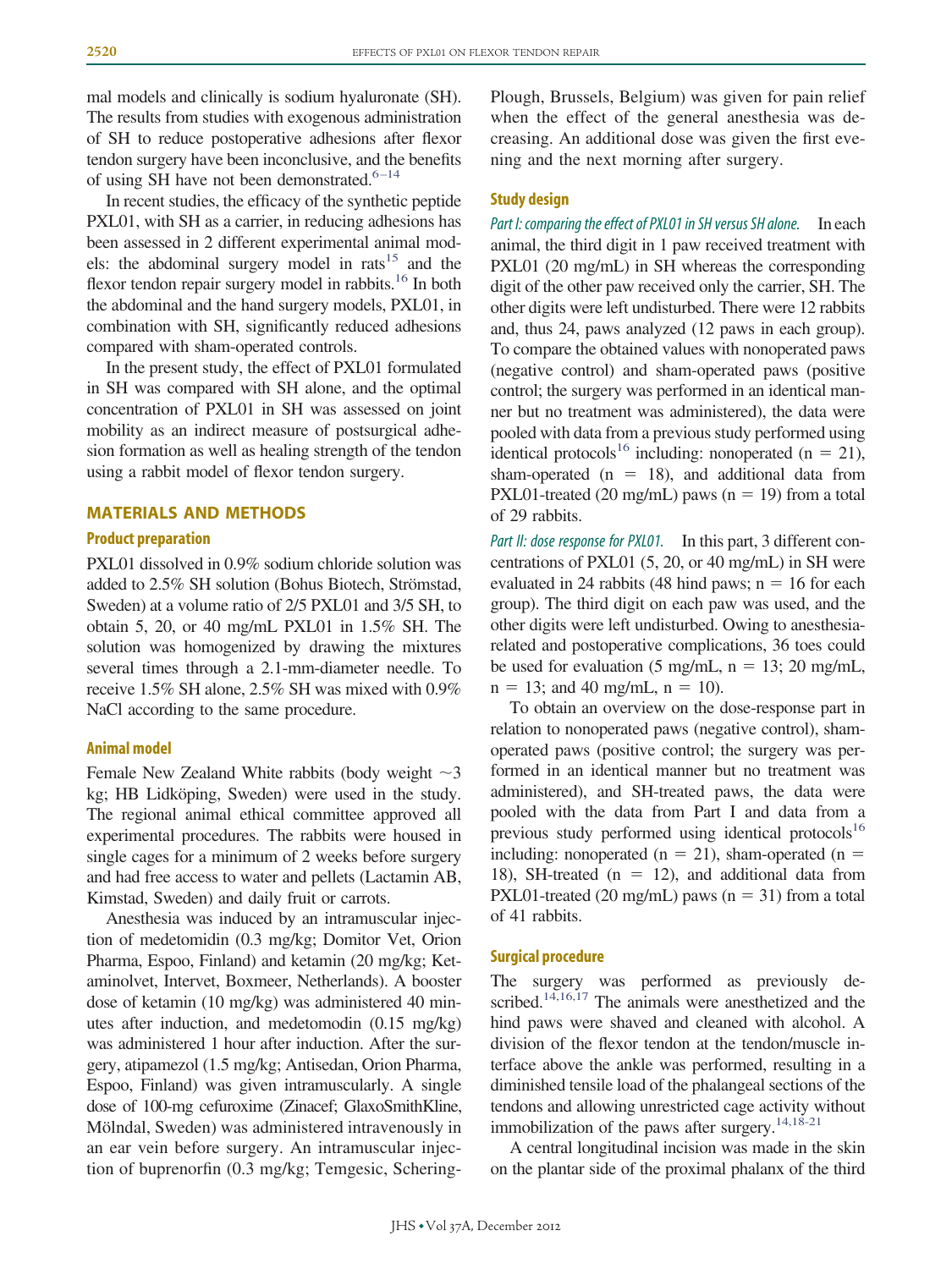mal models and clinically is sodium hyaluronate (SH). The results from studies with exogenous administration of SH to reduce postoperative adhesions after flexor tendon surgery have been inconclusive, and the benefits of using SH have not been demonstrated.[6–14]

In recent studies, the efficacy of the synthetic peptide PXL01, with SH as a carrier, in reducing adhesions has been assessed in 2 different experimental animal models: the abdominal surgery model in rats[15] and the flexor tendon repair surgery model in rabbits.[16] In both the abdominal and the hand surgery models, PXL01, in combination with SH, significantly reduced adhesions compared with sham-operated controls.

In the present study, the effect of PXL01 formulated in SH was compared with SH alone, and the optimal concentration of PXL01 in SH was assessed on joint mobility as an indirect measure of postsurgical adhesion formation as well as healing strength of the tendon using a rabbit model of flexor tendon surgery.

## MATERIALS AND METHODS

### Product preparation

PXL01 dissolved in 0.9% sodium chloride solution was added to 2.5% SH solution (Bohus Biotech, Strömstad, Sweden) at a volume ratio of 2/5 PXL01 and 3/5 SH, to obtain 5, 20, or 40 mg/mL PXL01 in 1.5% SH. The solution was homogenized by drawing the mixtures several times through a 2.1-mm-diameter needle. To receive 1.5% SH alone, 2.5% SH was mixed with 0.9% NaCl according to the same procedure.

### Animal model

Female New Zealand White rabbits (body weight ~3 kg; HB Lidköping, Sweden) were used in the study. The regional animal ethical committee approved all experimental procedures. The rabbits were housed in single cages for a minimum of 2 weeks before surgery and had free access to water and pellets (Lactamin AB, Kimstad, Sweden) and daily fruit or carrots.

Anesthesia was induced by an intramuscular injection of medetomidin (0.3 mg/kg; Domitor Vet, Orion Pharma, Espoo, Finland) and ketamin (20 mg/kg; Ketaminolvet, Intervet, Boxmeer, Netherlands). A booster dose of ketamin (10 mg/kg) was administered 40 minutes after induction, and medetomodin (0.15 mg/kg) was administered 1 hour after induction. After the surgery, atipamezol (1.5 mg/kg; Antisedan, Orion Pharma, Espoo, Finland) was given intramuscularly. A single dose of 100-mg cefuroxime (Zinacef; GlaxoSmithKline, Mölndal, Sweden) was administered intravenously in an ear vein before surgery. An intramuscular injection of buprenorfin (0.3 mg/kg; Temgesic, Schering-Plough, Brussels, Belgium) was given for pain relief when the effect of the general anesthesia was decreasing. An additional dose was given the first evening and the next morning after surgery.

### Study design

*Part I: comparing the effect of PXL01 in SH versus SH alone.* In each animal, the third digit in 1 paw received treatment with PXL01 (20 mg/mL) in SH whereas the corresponding digit of the other paw received only the carrier, SH. The other digits were left undisturbed. There were 12 rabbits and, thus, 24, paws analyzed (12 paws in each group). To compare the obtained values with nonoperated paws (negative control) and sham-operated paws (positive control; the surgery was performed in an identical manner but no treatment was administered), the data were pooled with data from a previous study performed using identical protocols[16] including: nonoperated (n = 21), sham-operated (n = 18), and additional data from PXL01-treated (20 mg/mL) paws (n = 19) from a total of 29 rabbits.

*Part II: dose response for PXL01.* In this part, 3 different concentrations of PXL01 (5, 20, or 40 mg/mL) in SH were evaluated in 24 rabbits (48 hind paws; n = 16 for each group). The third digit on each paw was used, and the other digits were left undisturbed. Owing to anesthesia-related and postoperative complications, 36 toes could be used for evaluation (5 mg/mL, n = 13; 20 mg/mL, n = 13; and 40 mg/mL, n = 10).

To obtain an overview on the dose-response part in relation to nonoperated paws (negative control), sham-operated paws (positive control; the surgery was performed in an identical manner but no treatment was administered), and SH-treated paws, the data were pooled with the data from Part I and data from a previous study performed using identical protocols[16] including: nonoperated (n = 21), sham-operated (n = 18), SH-treated (n = 12), and additional data from PXL01-treated (20 mg/mL) paws (n = 31) from a total of 41 rabbits.

### Surgical procedure

The surgery was performed as previously described.[14,16,17] The animals were anesthetized and the hind paws were shaved and cleaned with alcohol. A division of the flexor tendon at the tendon/muscle interface above the ankle was performed, resulting in a diminished tensile load of the phalangeal sections of the tendons and allowing unrestricted cage activity without immobilization of the paws after surgery.[14,18-21]

A central longitudinal incision was made in the skin on the plantar side of the proximal phalanx of the third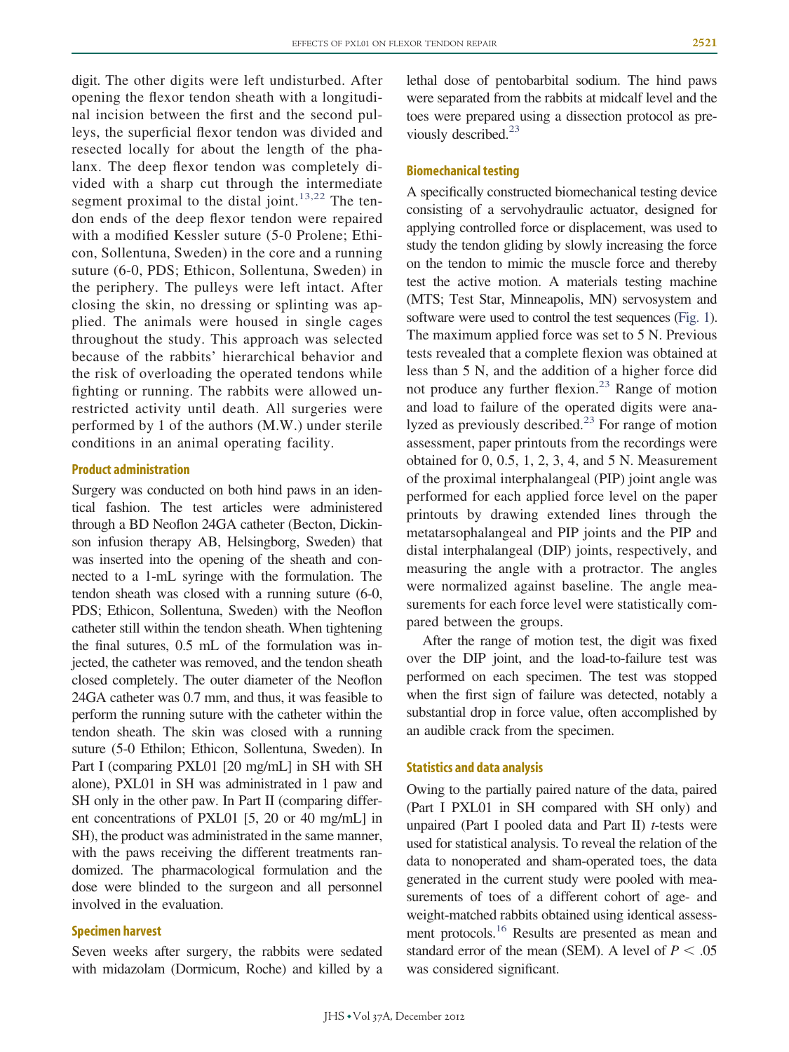digit. The other digits were left undisturbed. After opening the flexor tendon sheath with a longitudinal incision between the first and the second pulleys, the superficial flexor tendon was divided and resected locally for about the length of the phalanx. The deep flexor tendon was completely divided with a sharp cut through the intermediate segment proximal to the distal joint.[13,22] The tendon ends of the deep flexor tendon were repaired with a modified Kessler suture (5-0 Prolene; Ethicon, Sollentuna, Sweden) in the core and a running suture (6-0, PDS; Ethicon, Sollentuna, Sweden) in the periphery. The pulleys were left intact. After closing the skin, no dressing or splinting was applied. The animals were housed in single cages throughout the study. This approach was selected because of the rabbits' hierarchical behavior and the risk of overloading the operated tendons while fighting or running. The rabbits were allowed unrestricted activity until death. All surgeries were performed by 1 of the authors (M.W.) under sterile conditions in an animal operating facility.

### Product administration

Surgery was conducted on both hind paws in an identical fashion. The test articles were administered through a BD Neoflon 24GA catheter (Becton, Dickinson infusion therapy AB, Helsingborg, Sweden) that was inserted into the opening of the sheath and connected to a 1-mL syringe with the formulation. The tendon sheath was closed with a running suture (6-0, PDS; Ethicon, Sollentuna, Sweden) with the Neoflon catheter still within the tendon sheath. When tightening the final sutures, 0.5 mL of the formulation was injected, the catheter was removed, and the tendon sheath closed completely. The outer diameter of the Neoflon 24GA catheter was 0.7 mm, and thus, it was feasible to perform the running suture with the catheter within the tendon sheath. The skin was closed with a running suture (5-0 Ethilon; Ethicon, Sollentuna, Sweden). In Part I (comparing PXL01 [20 mg/mL] in SH with SH alone), PXL01 in SH was administrated in 1 paw and SH only in the other paw. In Part II (comparing different concentrations of PXL01 [5, 20 or 40 mg/mL] in SH), the product was administrated in the same manner, with the paws receiving the different treatments randomized. The pharmacological formulation and the dose were blinded to the surgeon and all personnel involved in the evaluation.

### Specimen harvest

Seven weeks after surgery, the rabbits were sedated with midazolam (Dormicum, Roche) and killed by a lethal dose of pentobarbital sodium. The hind paws were separated from the rabbits at midcalf level and the toes were prepared using a dissection protocol as previously described.[23]

### Biomechanical testing

A specifically constructed biomechanical testing device consisting of a servohydraulic actuator, designed for applying controlled force or displacement, was used to study the tendon gliding by slowly increasing the force on the tendon to mimic the muscle force and thereby test the active motion. A materials testing machine (MTS; Test Star, Minneapolis, MN) servosystem and software were used to control the test sequences (Fig. 1). The maximum applied force was set to 5 N. Previous tests revealed that a complete flexion was obtained at less than 5 N, and the addition of a higher force did not produce any further flexion.[23] Range of motion and load to failure of the operated digits were analyzed as previously described.[23] For range of motion assessment, paper printouts from the recordings were obtained for 0, 0.5, 1, 2, 3, 4, and 5 N. Measurement of the proximal interphalangeal (PIP) joint angle was performed for each applied force level on the paper printouts by drawing extended lines through the metatarsophalangeal and PIP joints and the PIP and distal interphalangeal (DIP) joints, respectively, and measuring the angle with a protractor. The angles were normalized against baseline. The angle measurements for each force level were statistically compared between the groups.

After the range of motion test, the digit was fixed over the DIP joint, and the load-to-failure test was performed on each specimen. The test was stopped when the first sign of failure was detected, notably a substantial drop in force value, often accomplished by an audible crack from the specimen.

### Statistics and data analysis

Owing to the partially paired nature of the data, paired (Part I PXL01 in SH compared with SH only) and unpaired (Part I pooled data and Part II) *t*-tests were used for statistical analysis. To reveal the relation of the data to nonoperated and sham-operated toes, the data generated in the current study were pooled with measurements of toes of a different cohort of age- and weight-matched rabbits obtained using identical assessment protocols.[16] Results are presented as mean and standard error of the mean (SEM). A level of $P < .05$ was considered significant.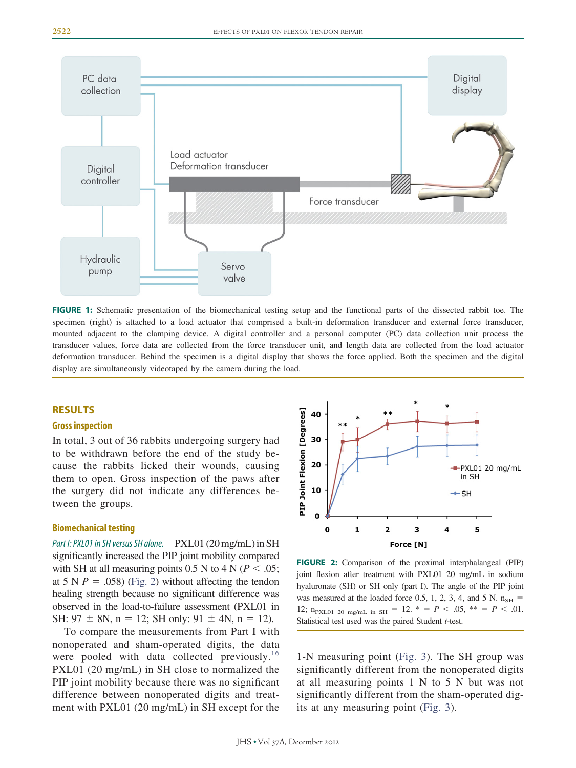**FIGURE 1:** Schematic presentation of the biomechanical testing setup and the functional parts of the dissected rabbit toe. The specimen (right) is attached to a load actuator that comprised a built-in deformation transducer and external force transducer, mounted adjacent to the clamping device. A digital controller and a personal computer (PC) data collection unit process the transducer values, force data are collected from the force transducer unit, and length data are collected from the load actuator deformation transducer. Behind the specimen is a digital display that shows the force applied. Both the specimen and the digital display are simultaneously videotaped by the camera during the load.

## RESULTS

### Gross inspection

In total, 3 out of 36 rabbits undergoing surgery had to be withdrawn before the end of the study because the rabbits licked their wounds, causing them to open. Gross inspection of the paws after the surgery did not indicate any differences between the groups.

### Biomechanical testing

*Part I: PXL01 in SH versus SH alone.* PXL01 (20 mg/mL) in SH significantly increased the PIP joint mobility compared with SH at all measuring points 0.5 N to 4 N ($P < .05$; at 5 N $P = .058$) (Fig. 2) without affecting the tendon healing strength because no significant difference was observed in the load-to-failure assessment (PXL01 in SH: 97 ± 8N, n = 12; SH only: 91 ± 4N, n = 12).

To compare the measurements from Part I with nonoperated and sham-operated digits, the data were pooled with data collected previously.[16] PXL01 (20 mg/mL) in SH close to normalized the PIP joint mobility because there was no significant difference between nonoperated digits and treatment with PXL01 (20 mg/mL) in SH except for the 1-N measuring point (Fig. 3). The SH group was significantly different from the nonoperated digits at all measuring points 1 N to 5 N but was not significantly different from the sham-operated digits at any measuring point (Fig. 3).

**FIGURE 2:** Comparison of the proximal interphalangeal (PIP) joint flexion after treatment with PXL01 20 mg/mL in sodium hyaluronate (SH) or SH only (part I). The angle of the PIP joint was measured at the loaded force 0.5, 1, 2, 3, 4, and 5 N. $n_{SH}$ = 12; $n_{PXL01\ 20\ mg/mL\ in\ SH}$ = 12. * = $P < .05$, ** = $P < .01$. Statistical test used was the paired Student *t*-test.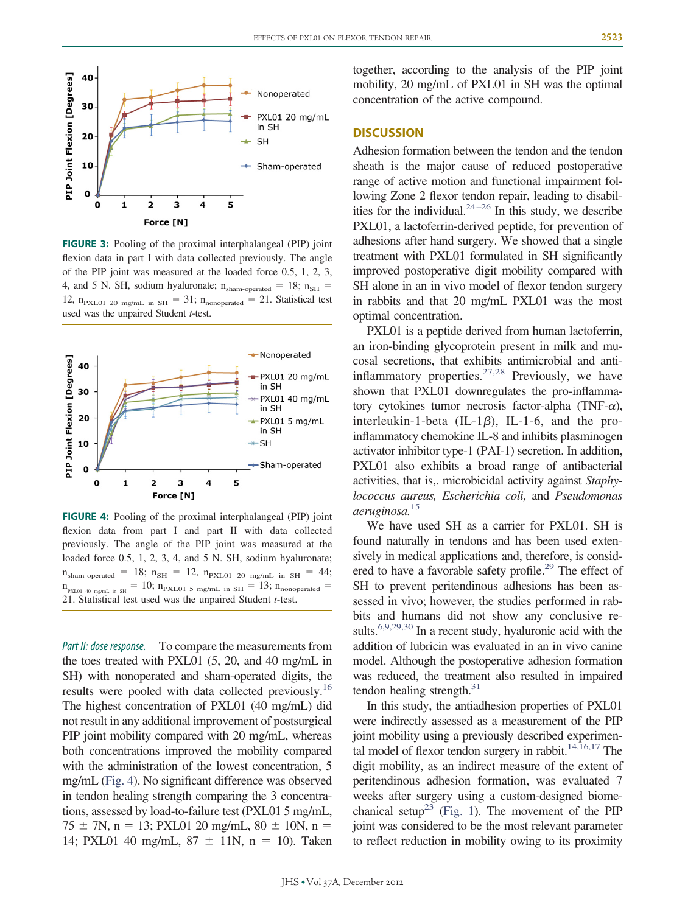FIGURE 3: Pooling of the proximal interphalangeal (PIP) joint flexion data in part I with data collected previously. The angle of the PIP joint was measured at the loaded force 0.5, 1, 2, 3, 4, and 5 N. SH, sodium hyaluronate; $n_{\text{sham-operated}} = 18$; $n_{\text{SH}} = 12$, $n_{\text{PXL01 20 mg/mL in SH}} = 31$; $n_{\text{nonoperated}} = 21$. Statistical test used was the unpaired Student *t*-test.

FIGURE 4: Pooling of the proximal interphalangeal (PIP) joint flexion data from part I and part II with data collected previously. The angle of the PIP joint was measured at the loaded force 0.5, 1, 2, 3, 4, and 5 N. SH, sodium hyaluronate; $n_{\text{sham-operated}} = 18$; $n_{\text{SH}} = 12$, $n_{\text{PXL01 20 mg/mL in SH}} = 44$; $n_{\text{PXL01 40 mg/mL in SH}} = 10$; $n_{\text{PXL01 5 mg/mL in SH}} = 13$; $n_{\text{nonoperated}} = 21$. Statistical test used was the unpaired Student *t*-test.

*Part II: dose response.* To compare the measurements from the toes treated with PXL01 (5, 20, and 40 mg/mL in SH) with nonoperated and sham-operated digits, the results were pooled with data collected previously.[16] The highest concentration of PXL01 (40 mg/mL) did not result in any additional improvement of postsurgical PIP joint mobility compared with 20 mg/mL, whereas both concentrations improved the mobility compared with the administration of the lowest concentration, 5 mg/mL (Fig. 4). No significant difference was observed in tendon healing strength comparing the 3 concentrations, assessed by load-to-failure test (PXL01 5 mg/mL, 75 ± 7N, n = 13; PXL01 20 mg/mL, 80 ± 10N, n = 14; PXL01 40 mg/mL, 87 ± 11N, n = 10). Taken together, according to the analysis of the PIP joint mobility, 20 mg/mL of PXL01 in SH was the optimal concentration of the active compound.

## DISCUSSION

Adhesion formation between the tendon and the tendon sheath is the major cause of reduced postoperative range of active motion and functional impairment following Zone 2 flexor tendon repair, leading to disabilities for the individual.[24–26] In this study, we describe PXL01, a lactoferrin-derived peptide, for prevention of adhesions after hand surgery. We showed that a single treatment with PXL01 formulated in SH significantly improved postoperative digit mobility compared with SH alone in an in vivo model of flexor tendon surgery in rabbits and that 20 mg/mL PXL01 was the most optimal concentration.

PXL01 is a peptide derived from human lactoferrin, an iron-binding glycoprotein present in milk and mucosal secretions, that exhibits antimicrobial and anti-inflammatory properties.[27,28] Previously, we have shown that PXL01 downregulates the pro-inflammatory cytokines tumor necrosis factor-alpha (TNF-$\alpha$), interleukin-1-beta (IL-1$\beta$), IL-1-6, and the pro-inflammatory chemokine IL-8 and inhibits plasminogen activator inhibitor type-1 (PAI-1) secretion. In addition, PXL01 also exhibits a broad range of antibacterial activities, that is,. microbicidal activity against *Staphylococcus aureus, Escherichia coli,* and *Pseudomonas aeruginosa.*[15]

We have used SH as a carrier for PXL01. SH is found naturally in tendons and has been used extensively in medical applications and, therefore, is considered to have a favorable safety profile.[29] The effect of SH to prevent peritendinous adhesions has been assessed in vivo; however, the studies performed in rabbits and humans did not show any conclusive results.[6,9,29,30] In a recent study, hyaluronic acid with the addition of lubricin was evaluated in an in vivo canine model. Although the postoperative adhesion formation was reduced, the treatment also resulted in impaired tendon healing strength.[31]

In this study, the antiadhesion properties of PXL01 were indirectly assessed as a measurement of the PIP joint mobility using a previously described experimental model of flexor tendon surgery in rabbit.[14,16,17] The digit mobility, as an indirect measure of the extent of peritendinous adhesion formation, was evaluated 7 weeks after surgery using a custom-designed biomechanical setup[23] (Fig. 1). The movement of the PIP joint was considered to be the most relevant parameter to reflect reduction in mobility owing to its proximity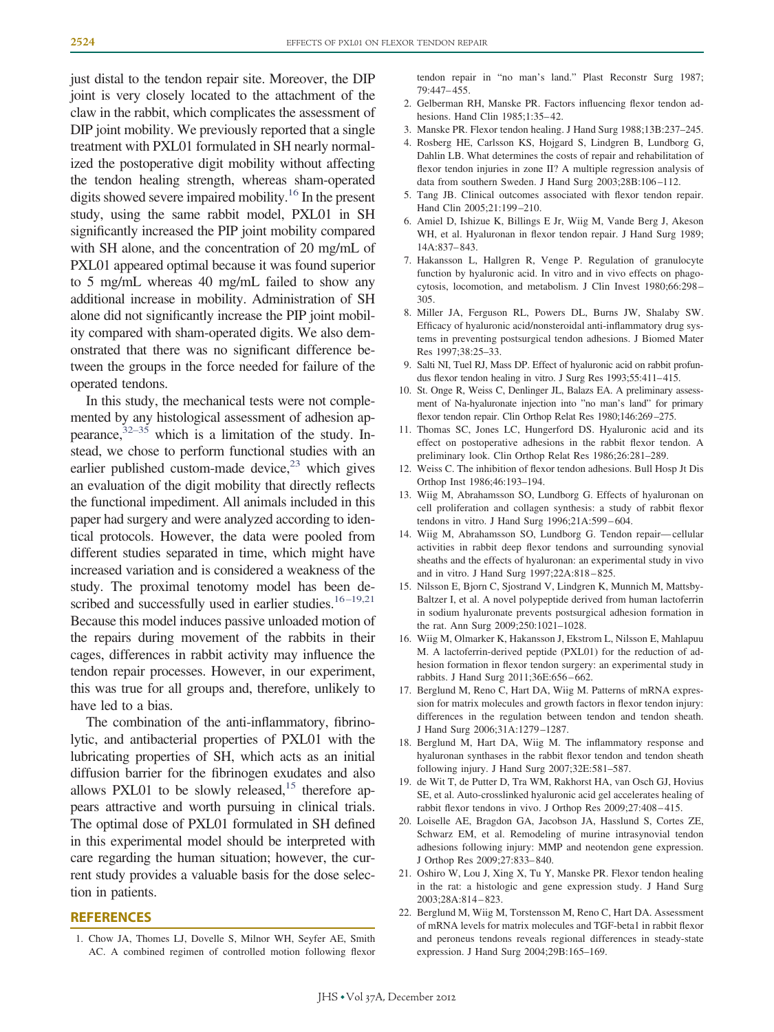just distal to the tendon repair site. Moreover, the DIP joint is very closely located to the attachment of the claw in the rabbit, which complicates the assessment of DIP joint mobility. We previously reported that a single treatment with PXL01 formulated in SH nearly normalized the postoperative digit mobility without affecting the tendon healing strength, whereas sham-operated digits showed severe impaired mobility.[16] In the present study, using the same rabbit model, PXL01 in SH significantly increased the PIP joint mobility compared with SH alone, and the concentration of 20 mg/mL of PXL01 appeared optimal because it was found superior to 5 mg/mL whereas 40 mg/mL failed to show any additional increase in mobility. Administration of SH alone did not significantly increase the PIP joint mobility compared with sham-operated digits. We also demonstrated that there was no significant difference between the groups in the force needed for failure of the operated tendons.

In this study, the mechanical tests were not complemented by any histological assessment of adhesion appearance,[32–35] which is a limitation of the study. Instead, we chose to perform functional studies with an earlier published custom-made device,[23] which gives an evaluation of the digit mobility that directly reflects the functional impediment. All animals included in this paper had surgery and were analyzed according to identical protocols. However, the data were pooled from different studies separated in time, which might have increased variation and is considered a weakness of the study. The proximal tenotomy model has been described and successfully used in earlier studies.[16–19,21] Because this model induces passive unloaded motion of the repairs during movement of the rabbits in their cages, differences in rabbit activity may influence the tendon repair processes. However, in our experiment, this was true for all groups and, therefore, unlikely to have led to a bias.

The combination of the anti-inflammatory, fibrinolytic, and antibacterial properties of PXL01 with the lubricating properties of SH, which acts as an initial diffusion barrier for the fibrinogen exudates and also allows PXL01 to be slowly released,[15] therefore appears attractive and worth pursuing in clinical trials. The optimal dose of PXL01 formulated in SH defined in this experimental model should be interpreted with care regarding the human situation; however, the current study provides a valuable basis for the dose selection in patients.

## REFERENCES

1. Chow JA, Thomes LJ, Dovelle S, Milnor WH, Seyfer AE, Smith AC. A combined regimen of controlled motion following flexor tendon repair in "no man's land." Plast Reconstr Surg 1987;79:447–455.
2. Gelberman RH, Manske PR. Factors influencing flexor tendon adhesions. Hand Clin 1985;1:35–42.
3. Manske PR. Flexor tendon healing. J Hand Surg 1988;13B:237–245.
4. Rosberg HE, Carlsson KS, Hojgard S, Lindgren B, Lundborg G, Dahlin LB. What determines the costs of repair and rehabilitation of flexor tendon injuries in zone II? A multiple regression analysis of data from southern Sweden. J Hand Surg 2003;28B:106–112.
5. Tang JB. Clinical outcomes associated with flexor tendon repair. Hand Clin 2005;21:199–210.
6. Amiel D, Ishizue K, Billings E Jr, Wiig M, Vande Berg J, Akeson WH, et al. Hyaluronan in flexor tendon repair. J Hand Surg 1989;14A:837–843.
7. Hakansson L, Hallgren R, Venge P. Regulation of granulocyte function by hyaluronic acid. In vitro and in vivo effects on phagocytosis, locomotion, and metabolism. J Clin Invest 1980;66:298–305.
8. Miller JA, Ferguson RL, Powers DL, Burns JW, Shalaby SW. Efficacy of hyaluronic acid/nonsteroidal anti-inflammatory drug systems in preventing postsurgical tendon adhesions. J Biomed Mater Res 1997;38:25–33.
9. Salti NI, Tuel RJ, Mass DP. Effect of hyaluronic acid on rabbit profundus flexor tendon healing in vitro. J Surg Res 1993;55:411–415.
10. St. Onge R, Weiss C, Denlinger JL, Balazs EA. A preliminary assessment of Na-hyaluronate injection into "no man's land" for primary flexor tendon repair. Clin Orthop Relat Res 1980;146:269–275.
11. Thomas SC, Jones LC, Hungerford DS. Hyaluronic acid and its effect on postoperative adhesions in the rabbit flexor tendon. A preliminary look. Clin Orthop Relat Res 1986;26:281–289.
12. Weiss C. The inhibition of flexor tendon adhesions. Bull Hosp Jt Dis Orthop Inst 1986;46:193–194.
13. Wiig M, Abrahamsson SO, Lundborg G. Effects of hyaluronan on cell proliferation and collagen synthesis: a study of rabbit flexor tendons in vitro. J Hand Surg 1996;21A:599–604.
14. Wiig M, Abrahamsson SO, Lundborg G. Tendon repair—cellular activities in rabbit deep flexor tendons and surrounding synovial sheaths and the effects of hyaluronan: an experimental study in vivo and in vitro. J Hand Surg 1997;22A:818–825.
15. Nilsson E, Bjorn C, Sjostrand V, Lindgren K, Munnich M, Mattsby-Baltzer I, et al. A novel polypeptide derived from human lactoferrin in sodium hyaluronate prevents postsurgical adhesion formation in the rat. Ann Surg 2009;250:1021–1028.
16. Wiig M, Olmarker K, Hakansson J, Ekstrom L, Nilsson E, Mahlapuu M. A lactoferrin-derived peptide (PXL01) for the reduction of adhesion formation in flexor tendon surgery: an experimental study in rabbits. J Hand Surg 2011;36E:656–662.
17. Berglund M, Reno C, Hart DA, Wiig M. Patterns of mRNA expression for matrix molecules and growth factors in flexor tendon injury: differences in the regulation between tendon and tendon sheath. J Hand Surg 2006;31A:1279–1287.
18. Berglund M, Hart DA, Wiig M. The inflammatory response and hyaluronan synthases in the rabbit flexor tendon and tendon sheath following injury. J Hand Surg 2007;32E:581–587.
19. de Wit T, de Putter D, Tra WM, Rakhorst HA, van Osch GJ, Hovius SE, et al. Auto-crosslinked hyaluronic acid gel accelerates healing of rabbit flexor tendons in vivo. J Orthop Res 2009;27:408–415.
20. Loiselle AE, Bragdon GA, Jacobson JA, Hasslund S, Cortes ZE, Schwarz EM, et al. Remodeling of murine intrasynovial tendon adhesions following injury: MMP and neotendon gene expression. J Orthop Res 2009;27:833–840.
21. Oshiro W, Lou J, Xing X, Tu Y, Manske PR. Flexor tendon healing in the rat: a histologic and gene expression study. J Hand Surg 2003;28A:814–823.
22. Berglund M, Wiig M, Torstensson M, Reno C, Hart DA. Assessment of mRNA levels for matrix molecules and TGF-beta1 in rabbit flexor and peroneus tendons reveals regional differences in steady-state expression. J Hand Surg 2004;29B:165–169.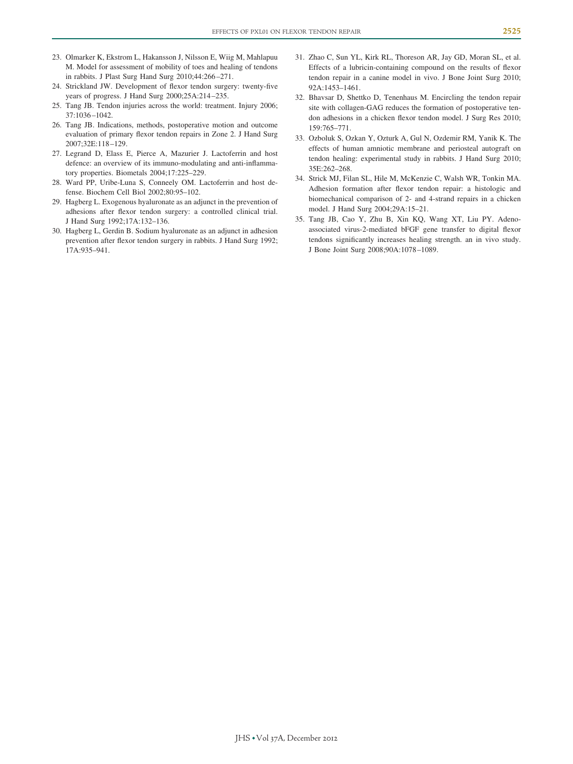23. Olmarker K, Ekstrom L, Hakansson J, Nilsson E, Wiig M, Mahlapuu M. Model for assessment of mobility of toes and healing of tendons in rabbits. J Plast Surg Hand Surg 2010;44:266–271.
24. Strickland JW. Development of flexor tendon surgery: twenty-five years of progress. J Hand Surg 2000;25A:214–235.
25. Tang JB. Tendon injuries across the world: treatment. Injury 2006; 37:1036–1042.
26. Tang JB. Indications, methods, postoperative motion and outcome evaluation of primary flexor tendon repairs in Zone 2. J Hand Surg 2007;32E:118–129.
27. Legrand D, Elass E, Pierce A, Mazurier J. Lactoferrin and host defence: an overview of its immuno-modulating and anti-inflammatory properties. Biometals 2004;17:225–229.
28. Ward PP, Uribe-Luna S, Conneely OM. Lactoferrin and host defense. Biochem Cell Biol 2002;80:95–102.
29. Hagberg L. Exogenous hyaluronate as an adjunct in the prevention of adhesions after flexor tendon surgery: a controlled clinical trial. J Hand Surg 1992;17A:132–136.
30. Hagberg L, Gerdin B. Sodium hyaluronate as an adjunct in adhesion prevention after flexor tendon surgery in rabbits. J Hand Surg 1992; 17A:935–941.
31. Zhao C, Sun YL, Kirk RL, Thoreson AR, Jay GD, Moran SL, et al. Effects of a lubricin-containing compound on the results of flexor tendon repair in a canine model in vivo. J Bone Joint Surg 2010; 92A:1453–1461.
32. Bhavsar D, Shettko D, Tenenhaus M. Encircling the tendon repair site with collagen-GAG reduces the formation of postoperative tendon adhesions in a chicken flexor tendon model. J Surg Res 2010; 159:765–771.
33. Ozboluk S, Ozkan Y, Ozturk A, Gul N, Ozdemir RM, Yanik K. The effects of human amniotic membrane and periosteal autograft on tendon healing: experimental study in rabbits. J Hand Surg 2010; 35E:262–268.
34. Strick MJ, Filan SL, Hile M, McKenzie C, Walsh WR, Tonkin MA. Adhesion formation after flexor tendon repair: a histologic and biomechanical comparison of 2- and 4-strand repairs in a chicken model. J Hand Surg 2004;29A:15–21.
35. Tang JB, Cao Y, Zhu B, Xin KQ, Wang XT, Liu PY. Adeno-associated virus-2-mediated bFGF gene transfer to digital flexor tendons significantly increases healing strength. an in vivo study. J Bone Joint Surg 2008;90A:1078–1089.